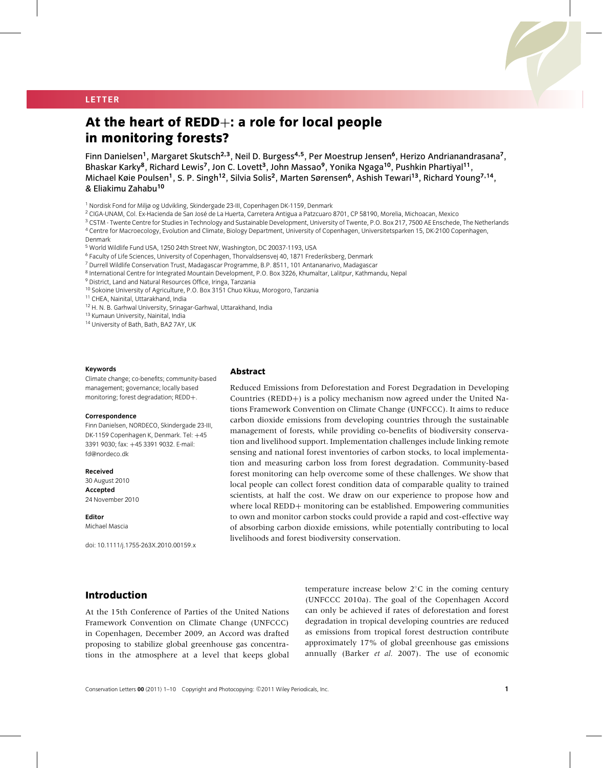LETTER

# At the heart of REDD+: a role for local people in monitoring forests?

Finn Danielsen[1], Margaret Skutsch[2,3], Neil D. Burgess[4,5], Per Moestrup Jensen[6], Herizo Andrianandrasana[7], Bhaskar Karky[8], Richard Lewis[7], Jon C. Lovett[3], John Massao[9], Yonika Ngaga[10], Pushkin Phartiyal[11], Michael Køie Poulsen[1], S. P. Singh[12], Silvia Solis[2], Marten Sørensen[6], Ashish Tewari[13], Richard Young[7,14], & Eliakimu Zahabu[10]

[1] Nordisk Fond for Miljø og Udvikling, Skindergade 23-III, Copenhagen DK-1159, Denmark
[2] CIGA-UNAM, Col. Ex-Hacienda de San José de La Huerta, Carretera Antigua a Patzcuaro 8701, CP 58190, Morelia, Michoacan, Mexico
[3] CSTM - Twente Centre for Studies in Technology and Sustainable Development, University of Twente, P.O. Box 217, 7500 AE Enschede, The Netherlands
[4] Centre for Macroecology, Evolution and Climate, Biology Department, University of Copenhagen, Universitetsparken 15, DK-2100 Copenhagen, Denmark
[5] World Wildlife Fund USA, 1250 24th Street NW, Washington, DC 20037-1193, USA
[6] Faculty of Life Sciences, University of Copenhagen, Thorvaldsensvej 40, 1871 Frederiksberg, Denmark
[7] Durrell Wildlife Conservation Trust, Madagascar Programme, B.P. 8511, 101 Antananarivo, Madagascar
[8] International Centre for Integrated Mountain Development, P.O. Box 3226, Khumaltar, Lalitpur, Kathmandu, Nepal
[9] District, Land and Natural Resources Office, Iringa, Tanzania
[10] Sokoine University of Agriculture, P.O. Box 3151 Chuo Kikuu, Morogoro, Tanzania
[11] CHEA, Nainital, Uttarakhand, India
[12] H. N. B. Garhwal University, Srinagar-Garhwal, Uttarakhand, India
[13] Kumaun University, Nainital, India
[14] University of Bath, Bath, BA2 7AY, UK

**Keywords**
Climate change; co-benefits; community-based management; governance; locally based monitoring; forest degradation; REDD+.

**Correspondence**
Finn Danielsen, NORDECO, Skindergade 23-III, DK-1159 Copenhagen K, Denmark. Tel: +45 3391 9030; fax: +45 3391 9032. E-mail: fd@nordeco.dk

**Received**
30 August 2010
**Accepted**
24 November 2010

**Editor**
Michael Mascia

doi: 10.1111/j.1755-263X.2010.00159.x

## Abstract

Reduced Emissions from Deforestation and Forest Degradation in Developing Countries (REDD+) is a policy mechanism now agreed under the United Nations Framework Convention on Climate Change (UNFCCC). It aims to reduce carbon dioxide emissions from developing countries through the sustainable management of forests, while providing co-benefits of biodiversity conservation and livelihood support. Implementation challenges include linking remote sensing and national forest inventories of carbon stocks, to local implementation and measuring carbon loss from forest degradation. Community-based forest monitoring can help overcome some of these challenges. We show that local people can collect forest condition data of comparable quality to trained scientists, at half the cost. We draw on our experience to propose how and where local REDD+ monitoring can be established. Empowering communities to own and monitor carbon stocks could provide a rapid and cost-effective way of absorbing carbon dioxide emissions, while potentially contributing to local livelihoods and forest biodiversity conservation.

## Introduction

At the 15th Conference of Parties of the United Nations Framework Convention on Climate Change (UNFCCC) in Copenhagen, December 2009, an Accord was drafted proposing to stabilize global greenhouse gas concentrations in the atmosphere at a level that keeps global temperature increase below 2°C in the coming century (UNFCCC 2010a). The goal of the Copenhagen Accord can only be achieved if rates of deforestation and forest degradation in tropical developing countries are reduced as emissions from tropical forest destruction contribute approximately 17% of global greenhouse gas emissions annually (Barker *et al.* 2007). The use of economic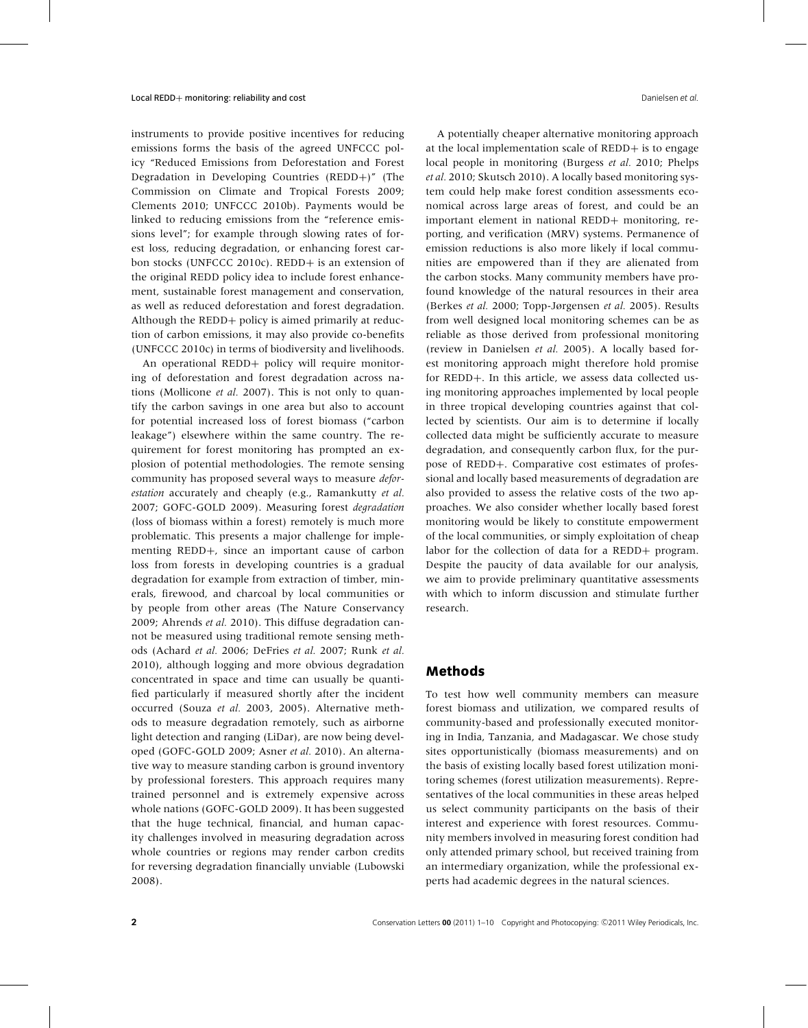instruments to provide positive incentives for reducing emissions forms the basis of the agreed UNFCCC policy "Reduced Emissions from Deforestation and Forest Degradation in Developing Countries (REDD+)" (The Commission on Climate and Tropical Forests 2009; Clements 2010; UNFCCC 2010b). Payments would be linked to reducing emissions from the "reference emissions level"; for example through slowing rates of forest loss, reducing degradation, or enhancing forest carbon stocks (UNFCCC 2010c). REDD+ is an extension of the original REDD policy idea to include forest enhancement, sustainable forest management and conservation, as well as reduced deforestation and forest degradation. Although the REDD+ policy is aimed primarily at reduction of carbon emissions, it may also provide co-benefits (UNFCCC 2010c) in terms of biodiversity and livelihoods.

An operational REDD+ policy will require monitoring of deforestation and forest degradation across nations (Mollicone *et al.* 2007). This is not only to quantify the carbon savings in one area but also to account for potential increased loss of forest biomass ("carbon leakage") elsewhere within the same country. The requirement for forest monitoring has prompted an explosion of potential methodologies. The remote sensing community has proposed several ways to measure *deforestation* accurately and cheaply (e.g., Ramankutty *et al.* 2007; GOFC-GOLD 2009). Measuring forest *degradation* (loss of biomass within a forest) remotely is much more problematic. This presents a major challenge for implementing REDD+, since an important cause of carbon loss from forests in developing countries is a gradual degradation for example from extraction of timber, minerals, firewood, and charcoal by local communities or by people from other areas (The Nature Conservancy 2009; Ahrends *et al.* 2010). This diffuse degradation cannot be measured using traditional remote sensing methods (Achard *et al.* 2006; DeFries *et al.* 2007; Runk *et al.* 2010), although logging and more obvious degradation concentrated in space and time can usually be quantified particularly if measured shortly after the incident occurred (Souza *et al.* 2003, 2005). Alternative methods to measure degradation remotely, such as airborne light detection and ranging (LiDar), are now being developed (GOFC-GOLD 2009; Asner *et al.* 2010). An alternative way to measure standing carbon is ground inventory by professional foresters. This approach requires many trained personnel and is extremely expensive across whole nations (GOFC-GOLD 2009). It has been suggested that the huge technical, financial, and human capacity challenges involved in measuring degradation across whole countries or regions may render carbon credits for reversing degradation financially unviable (Lubowski 2008).

A potentially cheaper alternative monitoring approach at the local implementation scale of REDD+ is to engage local people in monitoring (Burgess *et al.* 2010; Phelps *et al.* 2010; Skutsch 2010). A locally based monitoring system could help make forest condition assessments economical across large areas of forest, and could be an important element in national REDD+ monitoring, reporting, and verification (MRV) systems. Permanence of emission reductions is also more likely if local communities are empowered than if they are alienated from the carbon stocks. Many community members have profound knowledge of the natural resources in their area (Berkes *et al.* 2000; Topp-Jørgensen *et al.* 2005). Results from well designed local monitoring schemes can be as reliable as those derived from professional monitoring (review in Danielsen *et al.* 2005). A locally based forest monitoring approach might therefore hold promise for REDD+. In this article, we assess data collected using monitoring approaches implemented by local people in three tropical developing countries against that collected by scientists. Our aim is to determine if locally collected data might be sufficiently accurate to measure degradation, and consequently carbon flux, for the purpose of REDD+. Comparative cost estimates of professional and locally based measurements of degradation are also provided to assess the relative costs of the two approaches. We also consider whether locally based forest monitoring would be likely to constitute empowerment of the local communities, or simply exploitation of cheap labor for the collection of data for a REDD+ program. Despite the paucity of data available for our analysis, we aim to provide preliminary quantitative assessments with which to inform discussion and stimulate further research.

## Methods

To test how well community members can measure forest biomass and utilization, we compared results of community-based and professionally executed monitoring in India, Tanzania, and Madagascar. We chose study sites opportunistically (biomass measurements) and on the basis of existing locally based forest utilization monitoring schemes (forest utilization measurements). Representatives of the local communities in these areas helped us select community participants on the basis of their interest and experience with forest resources. Community members involved in measuring forest condition had only attended primary school, but received training from an intermediary organization, while the professional experts had academic degrees in the natural sciences.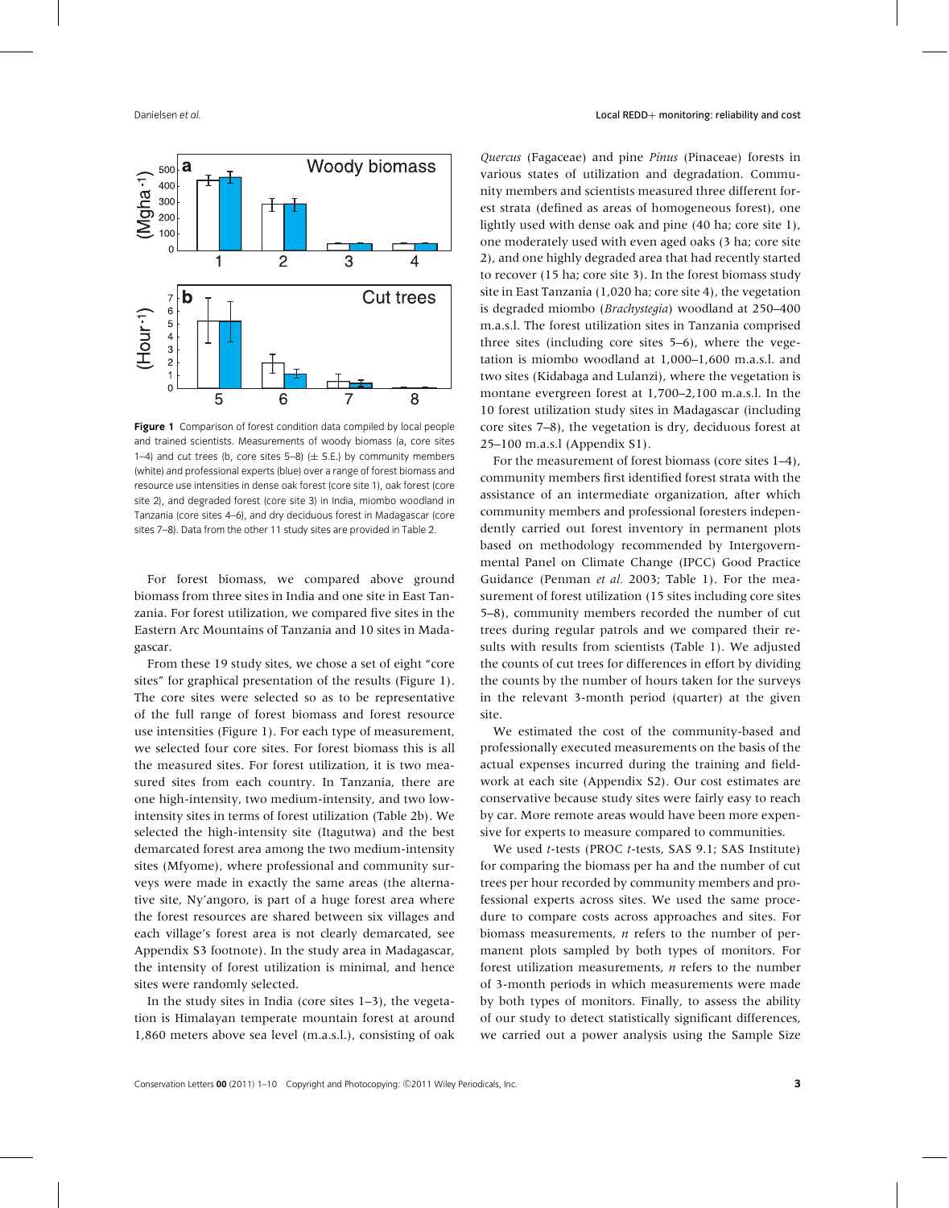**Figure 1** Comparison of forest condition data compiled by local people and trained scientists. Measurements of woody biomass (a, core sites 1–4) and cut trees (b, core sites 5–8) (± S.E.) by community members (white) and professional experts (blue) over a range of forest biomass and resource use intensities in dense oak forest (core site 1), oak forest (core site 2), and degraded forest (core site 3) in India, miombo woodland in Tanzania (core sites 4–6), and dry deciduous forest in Madagascar (core sites 7–8). Data from the other 11 study sites are provided in Table 2.

For forest biomass, we compared above ground biomass from three sites in India and one site in East Tanzania. For forest utilization, we compared five sites in the Eastern Arc Mountains of Tanzania and 10 sites in Madagascar.

From these 19 study sites, we chose a set of eight "core sites" for graphical presentation of the results (Figure 1). The core sites were selected so as to be representative of the full range of forest biomass and forest resource use intensities (Figure 1). For each type of measurement, we selected four core sites. For forest biomass this is all the measured sites. For forest utilization, it is two measured sites from each country. In Tanzania, there are one high-intensity, two medium-intensity, and two low-intensity sites in terms of forest utilization (Table 2b). We selected the high-intensity site (Itagutwa) and the best demarcated forest area among the two medium-intensity sites (Mfyome), where professional and community surveys were made in exactly the same areas (the alternative site, Ny'angoro, is part of a huge forest area where the forest resources are shared between six villages and each village's forest area is not clearly demarcated, see Appendix S3 footnote). In the study area in Madagascar, the intensity of forest utilization is minimal, and hence sites were randomly selected.

In the study sites in India (core sites 1–3), the vegetation is Himalayan temperate mountain forest at around 1,860 meters above sea level (m.a.s.l.), consisting of oak *Quercus* (Fagaceae) and pine *Pinus* (Pinaceae) forests in various states of utilization and degradation. Community members and scientists measured three different forest strata (defined as areas of homogeneous forest), one lightly used with dense oak and pine (40 ha; core site 1), one moderately used with even aged oaks (3 ha; core site 2), and one highly degraded area that had recently started to recover (15 ha; core site 3). In the forest biomass study site in East Tanzania (1,020 ha; core site 4), the vegetation is degraded miombo (*Brachystegia*) woodland at 250–400 m.a.s.l. The forest utilization sites in Tanzania comprised three sites (including core sites 5–6), where the vegetation is miombo woodland at 1,000–1,600 m.a.s.l. and two sites (Kidabaga and Lulanzi), where the vegetation is montane evergreen forest at 1,700–2,100 m.a.s.l. In the 10 forest utilization study sites in Madagascar (including core sites 7–8), the vegetation is dry, deciduous forest at 25–100 m.a.s.l (Appendix S1).

For the measurement of forest biomass (core sites 1–4), community members first identified forest strata with the assistance of an intermediate organization, after which community members and professional foresters independently carried out forest inventory in permanent plots based on methodology recommended by Intergovernmental Panel on Climate Change (IPCC) Good Practice Guidance (Penman *et al.* 2003; Table 1). For the measurement of forest utilization (15 sites including core sites 5–8), community members recorded the number of cut trees during regular patrols and we compared their results with results from scientists (Table 1). We adjusted the counts of cut trees for differences in effort by dividing the counts by the number of hours taken for the surveys in the relevant 3-month period (quarter) at the given site.

We estimated the cost of the community-based and professionally executed measurements on the basis of the actual expenses incurred during the training and fieldwork at each site (Appendix S2). Our cost estimates are conservative because study sites were fairly easy to reach by car. More remote areas would have been more expensive for experts to measure compared to communities.

We used *t*-tests (PROC *t*-tests, SAS 9.1; SAS Institute) for comparing the biomass per ha and the number of cut trees per hour recorded by community members and professional experts across sites. We used the same procedure to compare costs across approaches and sites. For biomass measurements, *n* refers to the number of permanent plots sampled by both types of monitors. For forest utilization measurements, *n* refers to the number of 3-month periods in which measurements were made by both types of monitors. Finally, to assess the ability of our study to detect statistically significant differences, we carried out a power analysis using the Sample Size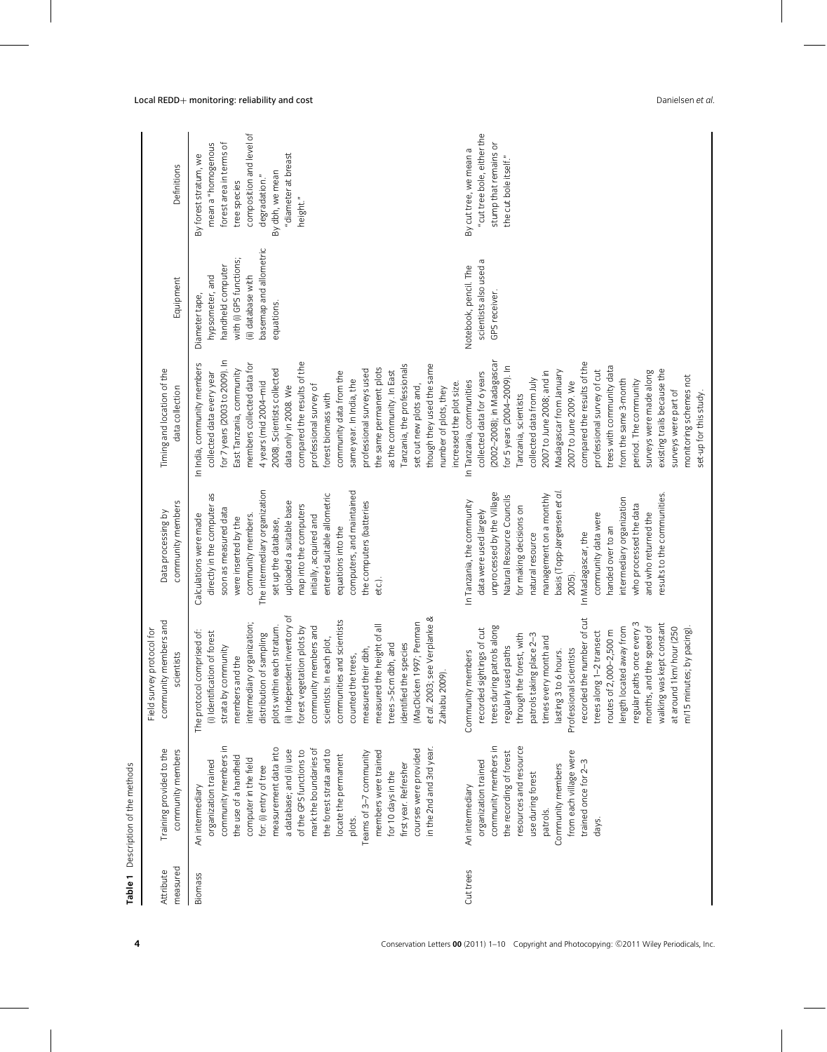**Table 1** Description of the methods

| Attribute measured | Training provided to the community members | Field survey protocol for community members and scientists | Data processing by community members | Timing and location of the data collection | Equipment | Definitions |
|---|---|---|---|---|---|---|
| Biomass | An intermediary organization trained community members in the use of a handheld computer in the field for: (i) entry of tree measurement data into a database; and (ii) use of the GPS functions to mark the boundaries of the forest strata and to locate the permanent plots. Teams of 3–7 community members were trained for 10 days in the first year. Refresher courses were provided in the 2nd and 3rd year. | The protocol comprised of: (i) Identification of forest strata by community members and the intermediary organization; distribution of sampling plots within each stratum. (ii) Independent inventory of forest vegetation plots by community members and scientists. In each plot, communities and scientists counted the trees, measured their dbh, measured the height of all trees >5cm dbh, and identified the species (MacDicken 1997; Penman *et al.* 2003; see Verplanke & Zahabu 2009). | Calculations were made directly in the computer as soon as measured data were inserted by the community members. The intermediary organization set up the database, uploaded a suitable base map into the computers initially, acquired and entered suitable allometric equations into the computers, and maintained the computers (batteries etc.). | In India, community members collected data every year for 7 years (2003 to 2009). In East Tanzania, community members collected data for 4 years (mid 2004–mid 2008). Scientists collected data only in 2008. We compared the results of the professional survey of forest biomass with community data from the same year. In India, the professional surveys used the same permanent plots as the community. In East Tanzania, the professionals set out new plots and, though they used the same number of plots, they increased the plot size. | Diameter tape, hypsometer, and handheld computer with (i) GPS functions; (ii) database with basemap and allometric equations. | By forest stratum, we mean a "homogenous forest area in terms of tree species composition and level of degradation." By dbh, we mean "diameter at breast height." |
| Cut trees | An intermediary organization trained community members in the recording of forest resources and resource use during forest patrols. Community members from each village were trained once for 2–3 days. | Community members recorded sightings of cut trees during patrols along regularly used paths through the forest, with patrols taking place 2–3 times every month and lasting 3 to 6 hours. Professional scientists recorded the number of cut trees along 1–2 transect routes of 2,000–2,500 m length located away from regular paths once every 3 months, and the speed of walking was kept constant at around 1 km/ hour (250 m/15 minutes; by pacing). | In Tanzania, the community data were used largely unprocessed by the Village Natural Resource Councils for making decisions on natural resource management on a monthly basis (Topp-Jørgensen *et al.* 2005). In Madagascar, the community data were handed over to an intermediary organization who processed the data and who returned the results to the communities. | In Tanzania, communities collected data for 6 years (2002–2008); in Madagascar for 5 years (2004–2009). In Tanzania, scientists collected data from July 2007 to June 2008; and in Madagascar from January 2007 to June 2009. We compared the results of the professional survey of cut trees with community data from the same 3-month period. The community surveys were made along existing trails because the surveys were part of monitoring schemes not set-up for this study. | Notebook, pencil. The scientists also used a GPS receiver. | By cut tree, we mean a "cut tree bole, either the stump that remains or the cut bole itself." |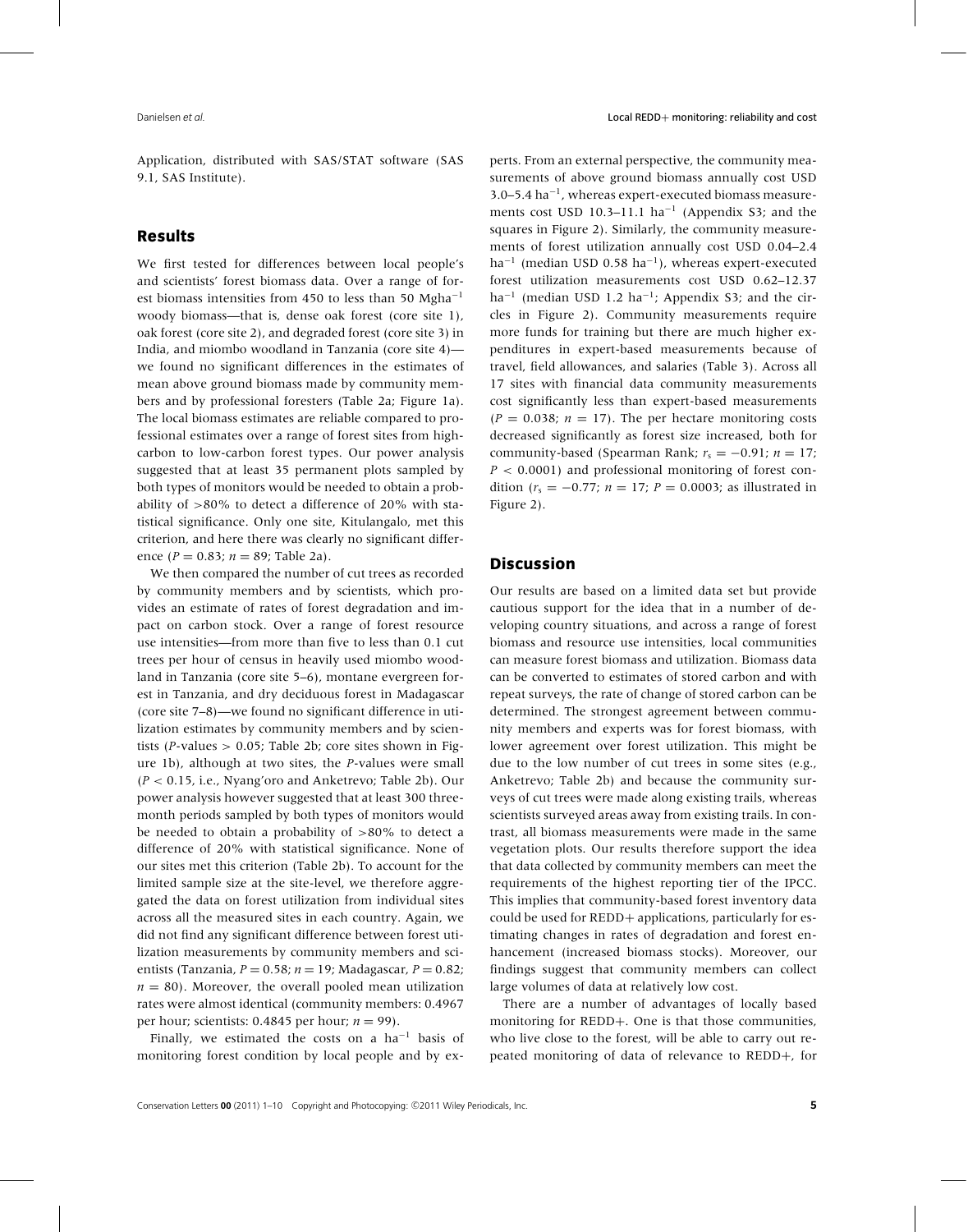Application, distributed with SAS/STAT software (SAS 9.1, SAS Institute).

## Results

We first tested for differences between local people's and scientists' forest biomass data. Over a range of forest biomass intensities from 450 to less than 50 Mgha$^{-1}$ woody biomass—that is, dense oak forest (core site 1), oak forest (core site 2), and degraded forest (core site 3) in India, and miombo woodland in Tanzania (core site 4)—we found no significant differences in the estimates of mean above ground biomass made by community members and by professional foresters (Table 2a; Figure 1a). The local biomass estimates are reliable compared to professional estimates over a range of forest sites from high-carbon to low-carbon forest types. Our power analysis suggested that at least 35 permanent plots sampled by both types of monitors would be needed to obtain a probability of >80% to detect a difference of 20% with statistical significance. Only one site, Kitulangalo, met this criterion, and here there was clearly no significant difference ($P = 0.83$; $n = 89$; Table 2a).

We then compared the number of cut trees as recorded by community members and by scientists, which provides an estimate of rates of forest degradation and impact on carbon stock. Over a range of forest resource use intensities—from more than five to less than 0.1 cut trees per hour of census in heavily used miombo woodland in Tanzania (core site 5–6), montane evergreen forest in Tanzania, and dry deciduous forest in Madagascar (core site 7–8)—we found no significant difference in utilization estimates by community members and by scientists ($P$-values $> 0.05$; Table 2b; core sites shown in Figure 1b), although at two sites, the $P$-values were small ($P < 0.15$, i.e., Nyang'oro and Anketrevo; Table 2b). Our power analysis however suggested that at least 300 three-month periods sampled by both types of monitors would be needed to obtain a probability of >80% to detect a difference of 20% with statistical significance. None of our sites met this criterion (Table 2b). To account for the limited sample size at the site-level, we therefore aggregated the data on forest utilization from individual sites across all the measured sites in each country. Again, we did not find any significant difference between forest utilization measurements by community members and scientists (Tanzania, $P = 0.58$; $n = 19$; Madagascar, $P = 0.82$; $n = 80$). Moreover, the overall pooled mean utilization rates were almost identical (community members: 0.4967 per hour; scientists: 0.4845 per hour; $n = 99$).

Finally, we estimated the costs on a ha$^{-1}$ basis of monitoring forest condition by local people and by experts. From an external perspective, the community measurements of above ground biomass annually cost USD 3.0–5.4 ha$^{-1}$, whereas expert-executed biomass measurements cost USD 10.3–11.1 ha$^{-1}$ (Appendix S3; and the squares in Figure 2). Similarly, the community measurements of forest utilization annually cost USD 0.04–2.4 ha$^{-1}$ (median USD 0.58 ha$^{-1}$), whereas expert-executed forest utilization measurements cost USD 0.62–12.37 ha$^{-1}$ (median USD 1.2 ha$^{-1}$; Appendix S3; and the circles in Figure 2). Community measurements require more funds for training but there are much higher expenditures in expert-based measurements because of travel, field allowances, and salaries (Table 3). Across all 17 sites with financial data community measurements cost significantly less than expert-based measurements ($P = 0.038$; $n = 17$). The per hectare monitoring costs decreased significantly as forest size increased, both for community-based (Spearman Rank; $r_s = -0.91$; $n = 17$; $P < 0.0001$) and professional monitoring of forest condition ($r_s = -0.77$; $n = 17$; $P = 0.0003$; as illustrated in Figure 2).

## Discussion

Our results are based on a limited data set but provide cautious support for the idea that in a number of developing country situations, and across a range of forest biomass and resource use intensities, local communities can measure forest biomass and utilization. Biomass data can be converted to estimates of stored carbon and with repeat surveys, the rate of change of stored carbon can be determined. The strongest agreement between community members and experts was for forest biomass, with lower agreement over forest utilization. This might be due to the low number of cut trees in some sites (e.g., Anketrevo; Table 2b) and because the community surveys of cut trees were made along existing trails, whereas scientists surveyed areas away from existing trails. In contrast, all biomass measurements were made in the same vegetation plots. Our results therefore support the idea that data collected by community members can meet the requirements of the highest reporting tier of the IPCC. This implies that community-based forest inventory data could be used for REDD+ applications, particularly for estimating changes in rates of degradation and forest enhancement (increased biomass stocks). Moreover, our findings suggest that community members can collect large volumes of data at relatively low cost.

There are a number of advantages of locally based monitoring for REDD+. One is that those communities, who live close to the forest, will be able to carry out repeated monitoring of data of relevance to REDD+, for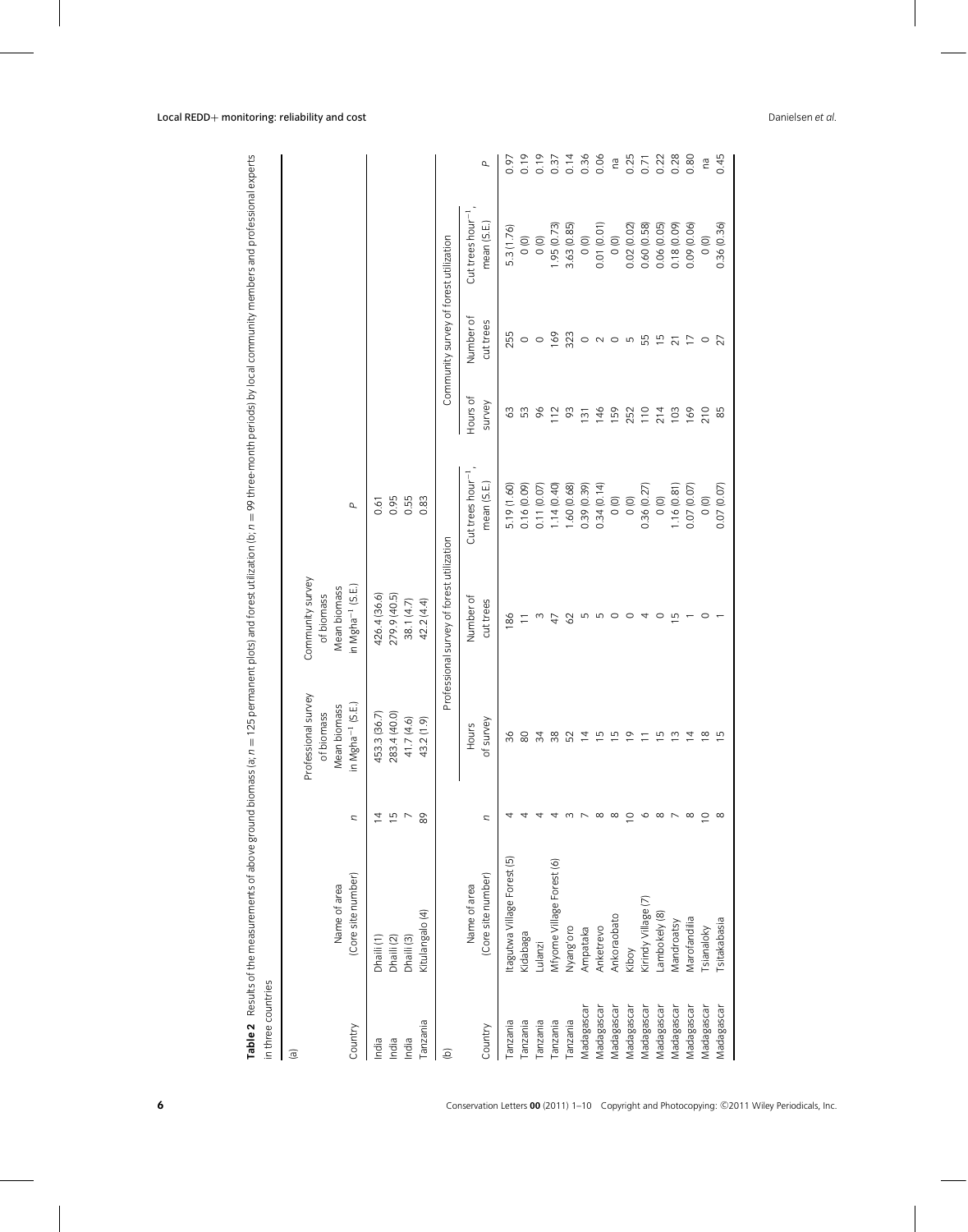**Table 2** Results of the measurements of above ground biomass (a; $n = 125$ permanent plots) and forest utilization (b; $n = 99$ three-month periods) by local community members and professional experts in three countries

(a)

| Country | Name of area (Core site number) | $n$ | Professional survey of biomass Mean biomass in Mgha$^{-1}$ (S.E.) | Community survey of biomass Mean biomass in Mgha$^{-1}$ (S.E.) | $P$ |
|---|---|---|---|---|---|
| India | Dhaili (1) | 14 | 453.3 (36.7) | 426.4 (36.6) | 0.61 |
| India | Dhaili (2) | 15 | 283.4 (40.0) | 279.9 (40.5) | 0.95 |
| India | Dhaili (3) | 7 | 41.7 (4.6) | 38.1 (4.7) | 0.55 |
| Tanzania | Kitulangalo (4) | 89 | 43.2 (1.9) | 42.2 (4.4) | 0.83 |

(b)

| Country | Name of area (Core site number) | $n$ | Professional survey of forest utilization | | | Community survey of forest utilization | | | $P$ |
|---|---|---|---|---|---|---|---|---|---|
| | | | Hours of survey | Number of cut trees | Cut trees hour$^{-1}$, mean (S.E.) | Hours of survey | Number of cut trees | Cut trees hour$^{-1}$, mean (S.E.) | |
| Tanzania | Itagutwa Village Forest (5) | 4 | 36 | 186 | 5.19 (1.60) | 63 | 255 | 5.3 (1.76) | 0.97 |
| Tanzania | Kidabaga | 4 | 80 | 11 | 0.16 (0.09) | 53 | 0 | 0 (0) | 0.19 |
| Tanzania | Lulanzi | 4 | 34 | 3 | 0.11 (0.07) | 96 | 0 | 0 (0) | 0.19 |
| Tanzania | Mfyome Village Forest (6) | 4 | 38 | 47 | 1.14 (0.40) | 112 | 169 | 1.95 (0.73) | 0.37 |
| Tanzania | Nyang'oro | 3 | 52 | 62 | 1.60 (0.68) | 93 | 323 | 3.63 (0.85) | 0.14 |
| Madagascar | Ampataka | 7 | 14 | 5 | 0.39 (0.39) | 131 | 0 | 0 (0) | 0.36 |
| Madagascar | Anketrevo | 8 | 15 | 5 | 0.34 (0.14) | 146 | 2 | 0.01 (0.01) | 0.06 |
| Madagascar | Ankoraobato | 8 | 15 | 0 | 0 (0) | 159 | 0 | 0 (0) | na |
| Madagascar | Kiboy | 10 | 19 | 0 | 0 (0) | 252 | 5 | 0.02 (0.02) | 0.25 |
| Madagascar | Kirindy Village (7) | 6 | 11 | 4 | 0.36 (0.27) | 110 | 55 | 0.60 (0.58) | 0.71 |
| Madagascar | Lambokely (8) | 8 | 15 | 0 | 0 (0) | 214 | 15 | 0.06 (0.05) | 0.22 |
| Madagascar | Mandroatsy | 7 | 13 | 15 | 1.16 (0.81) | 103 | 21 | 0.18 (0.09) | 0.28 |
| Madagascar | Marofandilia | 8 | 14 | 1 | 0.07 (0.07) | 169 | 17 | 0.09 (0.06) | 0.80 |
| Madagascar | Tsianaloky | 10 | 18 | 0 | 0 (0) | 210 | 0 | 0 (0) | na |
| Madagascar | Tsitakabasia | 8 | 15 | 1 | 0.07 (0.07) | 85 | 27 | 0.36 (0.36) | 0.45 |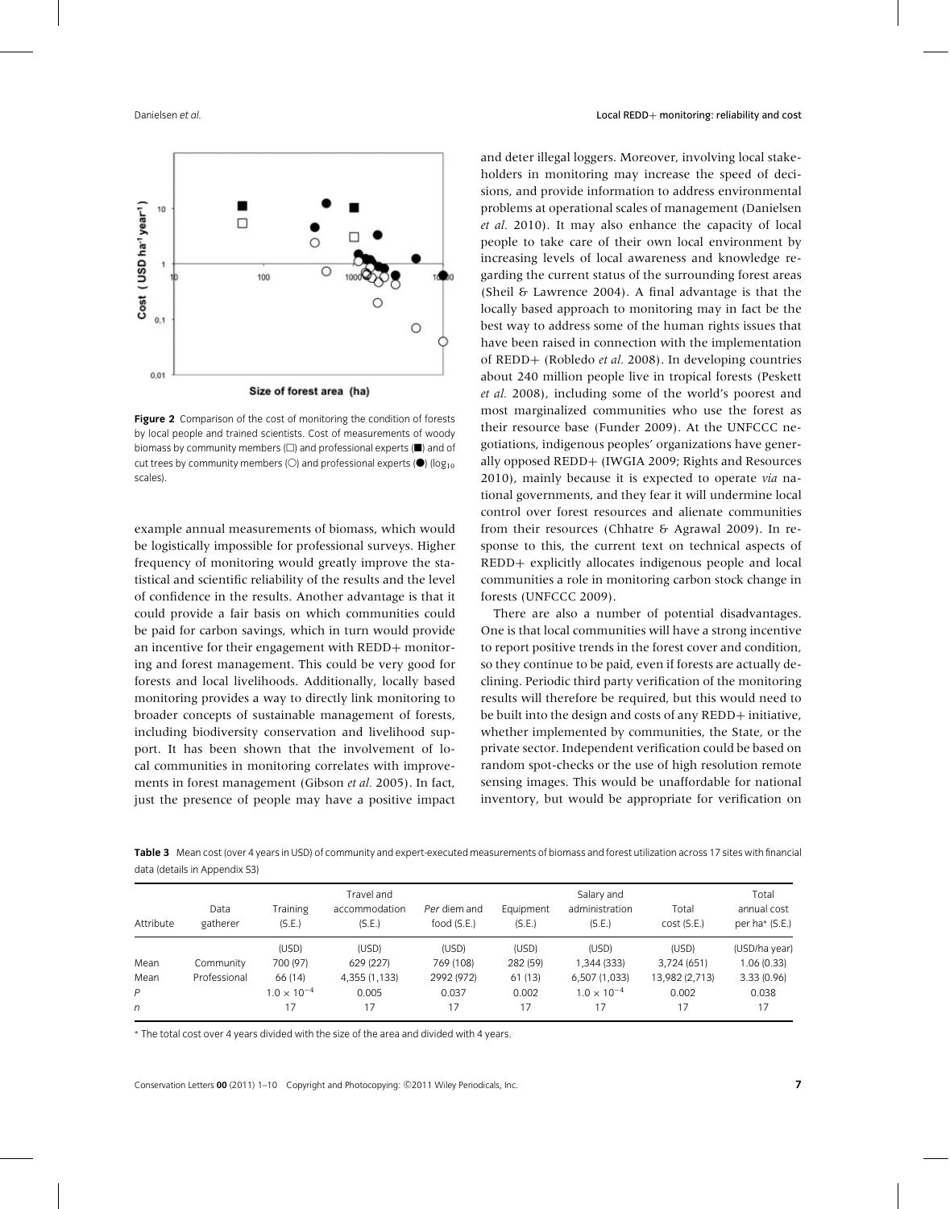Figure 2 Comparison of the cost of monitoring the condition of forests by local people and trained scientists. Cost of measurements of woody biomass by community members (□) and professional experts (■) and of cut trees by community members (○) and professional experts (●) ($\log_{10}$ scales).

example annual measurements of biomass, which would be logistically impossible for professional surveys. Higher frequency of monitoring would greatly improve the statistical and scientific reliability of the results and the level of confidence in the results. Another advantage is that it could provide a fair basis on which communities could be paid for carbon savings, which in turn would provide an incentive for their engagement with REDD+ monitoring and forest management. This could be very good for forests and local livelihoods. Additionally, locally based monitoring provides a way to directly link monitoring to broader concepts of sustainable management of forests, including biodiversity conservation and livelihood support. It has been shown that the involvement of local communities in monitoring correlates with improvements in forest management (Gibson *et al.* 2005). In fact, just the presence of people may have a positive impact and deter illegal loggers. Moreover, involving local stakeholders in monitoring may increase the speed of decisions, and provide information to address environmental problems at operational scales of management (Danielsen *et al.* 2010). It may also enhance the capacity of local people to take care of their own local environment by increasing levels of local awareness and knowledge regarding the current status of the surrounding forest areas (Sheil & Lawrence 2004). A final advantage is that the locally based approach to monitoring may in fact be the best way to address some of the human rights issues that have been raised in connection with the implementation of REDD+ (Robledo *et al.* 2008). In developing countries about 240 million people live in tropical forests (Peskett *et al.* 2008), including some of the world's poorest and most marginalized communities who use the forest as their resource base (Funder 2009). At the UNFCCC negotiations, indigenous peoples' organizations have generally opposed REDD+ (IWGIA 2009; Rights and Resources 2010), mainly because it is expected to operate *via* national governments, and they fear it will undermine local control over forest resources and alienate communities from their resources (Chhatre & Agrawal 2009). In response to this, the current text on technical aspects of REDD+ explicitly allocates indigenous people and local communities a role in monitoring carbon stock change in forests (UNFCCC 2009).

There are also a number of potential disadvantages. One is that local communities will have a strong incentive to report positive trends in the forest cover and condition, so they continue to be paid, even if forests are actually declining. Periodic third party verification of the monitoring results will therefore be required, but this would need to be built into the design and costs of any REDD+ initiative, whether implemented by communities, the State, or the private sector. Independent verification could be based on random spot-checks or the use of high resolution remote sensing images. This would be unaffordable for national inventory, but would be appropriate for verification on

**Table 3** Mean cost (over 4 years in USD) of community and expert-executed measurements of biomass and forest utilization across 17 sites with financial data (details in Appendix S3)

| Attribute | Data gatherer | Training (S.E.) | Travel and accommodation (S.E.) | *Per* diem and food (S.E.) | Equipment (S.E.) | Salary and administration (S.E.) | Total cost (S.E.) | Total annual cost per ha* (S.E.) |
|---|---|---|---|---|---|---|---|---|
| | | (USD) | (USD) | (USD) | (USD) | (USD) | (USD) | (USD/ha year) |
| Mean | Community | 700 (97) | 629 (227) | 769 (108) | 282 (59) | 1,344 (333) | 3,724 (651) | 1.06 (0.33) |
| Mean | Professional | 66 (14) | 4,355 (1,133) | 2992 (972) | 61 (13) | 6,507 (1,033) | 13,982 (2,713) | 3.33 (0.96) |
| *P* | | $1.0 \times 10^{-4}$ | 0.005 | 0.037 | 0.002 | $1.0 \times 10^{-4}$ | 0.002 | 0.038 |
| *n* | | 17 | 17 | 17 | 17 | 17 | 17 | 17 |

\* The total cost over 4 years divided with the size of the area and divided with 4 years.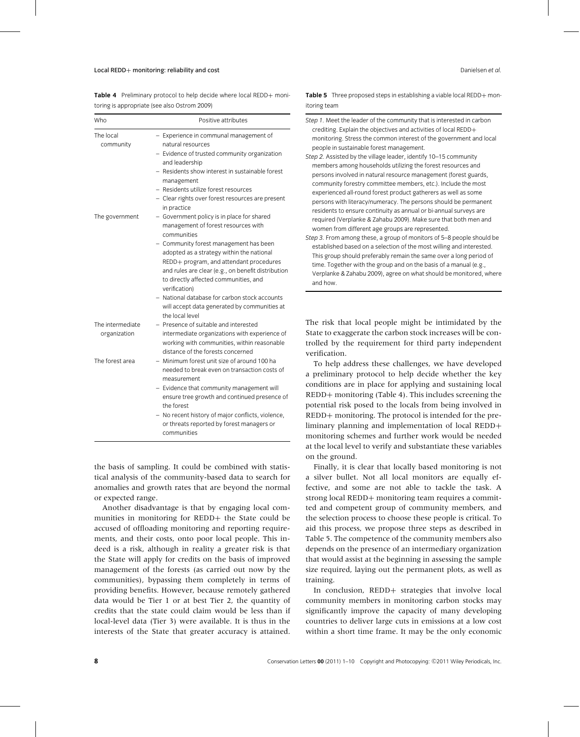**Table 4** Preliminary protocol to help decide where local REDD+ monitoring is appropriate (see also Ostrom 2009)

| Who | Positive attributes |
|---|---|
| The local community | – Experience in communal management of natural resources<br>– Evidence of trusted community organization and leadership<br>– Residents show interest in sustainable forest management<br>– Residents utilize forest resources<br>– Clear rights over forest resources are present in practice |
| The government | – Government policy is in place for shared management of forest resources with communities<br>– Community forest management has been adopted as a strategy within the national REDD+ program, and attendant procedures and rules are clear (e.g., on benefit distribution to directly affected communities, and verification)<br>– National database for carbon stock accounts will accept data generated by communities at the local level |
| The intermediate organization | – Presence of suitable and interested intermediate organizations with experience of working with communities, within reasonable distance of the forests concerned |
| The forest area | – Minimum forest unit size of around 100 ha needed to break even on transaction costs of measurement<br>– Evidence that community management will ensure tree growth and continued presence of the forest<br>– No recent history of major conflicts, violence, or threats reported by forest managers or communities |

the basis of sampling. It could be combined with statistical analysis of the community-based data to search for anomalies and growth rates that are beyond the normal or expected range.

Another disadvantage is that by engaging local communities in monitoring for REDD+ the State could be accused of offloading monitoring and reporting requirements, and their costs, onto poor local people. This indeed is a risk, although in reality a greater risk is that the State will apply for credits on the basis of improved management of the forests (as carried out now by the communities), bypassing them completely in terms of providing benefits. However, because remotely gathered data would be Tier 1 or at best Tier 2, the quantity of credits that the state could claim would be less than if local-level data (Tier 3) were available. It is thus in the interests of the State that greater accuracy is attained. The risk that local people might be intimidated by the State to exaggerate the carbon stock increases will be controlled by the requirement for third party independent verification.

**Table 5** Three proposed steps in establishing a viable local REDD+ monitoring team

*Step 1.* Meet the leader of the community that is interested in carbon crediting. Explain the objectives and activities of local REDD+ monitoring. Stress the common interest of the government and local people in sustainable forest management.

*Step 2.* Assisted by the village leader, identify 10–15 community members among households utilizing the forest resources and persons involved in natural resource management (forest guards, community forestry committee members, etc.). Include the most experienced all-round forest product gatherers as well as some persons with literacy/numeracy. The persons should be permanent residents to ensure continuity as annual or bi-annual surveys are required (Verplanke & Zahabu 2009). Make sure that both men and women from different age groups are represented.

*Step 3.* From among these, a group of monitors of 5–8 people should be established based on a selection of the most willing and interested. This group should preferably remain the same over a long period of time. Together with the group and on the basis of a manual (e.g., Verplanke & Zahabu 2009), agree on what should be monitored, where and how.

To help address these challenges, we have developed a preliminary protocol to help decide whether the key conditions are in place for applying and sustaining local REDD+ monitoring (Table 4). This includes screening the potential risk posed to the locals from being involved in REDD+ monitoring. The protocol is intended for the preliminary planning and implementation of local REDD+ monitoring schemes and further work would be needed at the local level to verify and substantiate these variables on the ground.

Finally, it is clear that locally based monitoring is not a silver bullet. Not all local monitors are equally effective, and some are not able to tackle the task. A strong local REDD+ monitoring team requires a committed and competent group of community members, and the selection process to choose these people is critical. To aid this process, we propose three steps as described in Table 5. The competence of the community members also depends on the presence of an intermediary organization that would assist at the beginning in assessing the sample size required, laying out the permanent plots, as well as training.

In conclusion, REDD+ strategies that involve local community members in monitoring carbon stocks may significantly improve the capacity of many developing countries to deliver large cuts in emissions at a low cost within a short time frame. It may be the only economic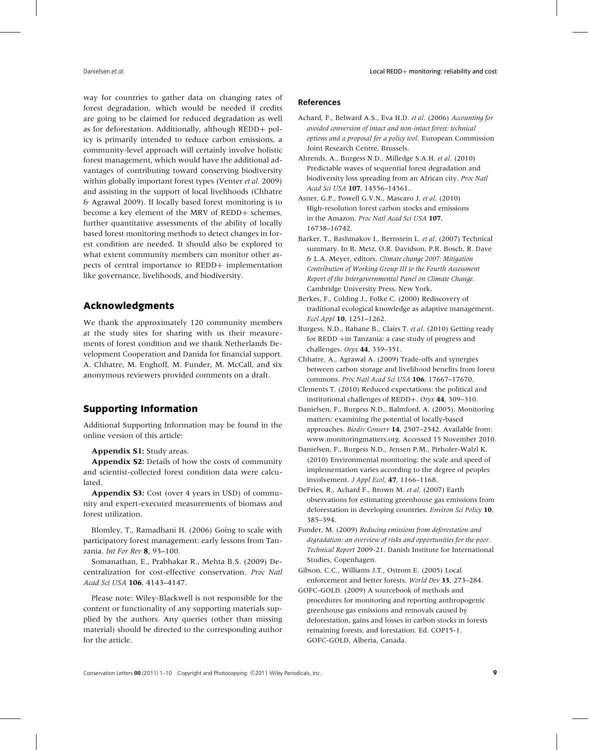way for countries to gather data on changing rates of forest degradation, which would be needed if credits are going to be claimed for reduced degradation as well as for deforestation. Additionally, although REDD+ policy is primarily intended to reduce carbon emissions, a community-level approach will certainly involve holistic forest management, which would have the additional advantages of contributing toward conserving biodiversity within globally important forest types (Venter *et al.* 2009) and assisting in the support of local livelihoods (Chhatre & Agrawal 2009). If locally based forest monitoring is to become a key element of the MRV of REDD+ schemes, further quantitative assessments of the ability of locally based forest monitoring methods to detect changes in forest condition are needed. It should also be explored to what extent community members can monitor other aspects of central importance to REDD+ implementation like governance, livelihoods, and biodiversity.

## Acknowledgments

We thank the approximately 120 community members at the study sites for sharing with us their measurements of forest condition and we thank Netherlands Development Cooperation and Danida for financial support. A. Chhatre, M. Enghoff, M. Funder, M. McCall, and six anonymous reviewers provided comments on a draft.

## Supporting Information

Additional Supporting Information may be found in the online version of this article:

**Appendix S1:** Study areas.

**Appendix S2:** Details of how the costs of community and scientist-collected forest condition data were calculated.

**Appendix S3:** Cost (over 4 years in USD) of community and expert-executed measurements of biomass and forest utilization.

Blomley, T., Ramadhani H. (2006) Going to scale with participatory forest management: early lessons from Tanzania. *Int For Rev* **8**, 93–100.

Somanathan, E., Prabhakar R., Mehta B.S. (2009) Decentralization for cost-effective conservation. *Proc Natl Acad Sci USA* **106**, 4143–4147.

Please note: Wiley-Blackwell is not responsible for the content or functionality of any supporting materials supplied by the authors. Any queries (other than missing material) should be directed to the corresponding author for the article.

### References

Achard, F., Belward A.S., Eva H.D. *et al*. (2006) *Accounting for avoided conversion of intact and non-intact forest: technical options and a proposal for a policy tool*. European Commission Joint Research Centre, Brussels.

Ahrends, A., Burgess N.D., Milledge S.A.H. *et al*. (2010) Predictable waves of sequential forest degradation and biodiversity loss spreading from an African city. *Proc Natl Acad Sci USA* **107**, 14556–14561..

Asner, G.P., Powell G.V.N., Mascaro J. *et al*. (2010) High-resolution forest carbon stocks and emissions in the Amazon. *Proc Natl Acad Sci USA* **107**, 16738–16742.

Barker, T., Bashmakov I., Bernstein L. *et al*. (2007) Technical summary. In B. Metz, O.R. Davidson, P.R. Bosch, R. Dave & L.A. Meyer, editors. *Climate change 2007: Mitigation Contribution of Working Group III to the Fourth Assessment Report of the Intergovernmental Panel on Climate Change*. Cambridge University Press, New York.

Berkes, F., Colding J., Folke C. (2000) Rediscovery of traditional ecological knowledge as adaptive management. *Ecol Appl* **10**, 1251–1262.

Burgess, N.D., Bahane B., Clairs T. *et al*. (2010) Getting ready for REDD +in Tanzania: a case study of progress and challenges. *Oryx* **44**, 339–351.

Chhatre, A., Agrawal A. (2009) Trade-offs and synergies between carbon storage and livelihood benefits from forest commons. *Proc Natl Acad Sci USA* **106**, 17667–17670.

Clements T. (2010) Reduced expectations: the political and institutional challenges of REDD+. *Oryx* **44**, 309–310.

Danielsen, F., Burgess N.D., Balmford, A. (2005). Monitoring matters: examining the potential of locally-based approaches. *Biodiv Conserv* **14**, 2507–2542. Available from: www.monitoringmatters.org. Accessed 15 November 2010.

Danielsen, F., Burgess N.D., Jensen P.M., Pirhofer-Walzl K. (2010) Environmental monitoring: the scale and speed of implementation varies according to the degree of peoples involvement. *J Appl Ecol*, **47**, 1166–1168.

DeFries, R., Achard F., Brown M. *et al*. (2007) Earth observations for estimating greenhouse gas emissions from deforestation in developing countries. *Environ Sci Policy* **10**, 385–394.

Funder, M. (2009) *Reducing emissions from deforestation and degradation: an overview of risks and opportunities for the poor*. *Technical Report* 2009-21. Danish Institute for International Studies, Copenhagen.

Gibson, C.C., Williams J.T., Ostrom E. (2005) Local enforcement and better forests. *World Dev* **33**, 273–284.

GOFC-GOLD. (2009) A sourcebook of methods and procedures for monitoring and reporting anthropogenic greenhouse gas emissions and removals caused by deforestation, gains and losses in carbon stocks in forests remaining forests, and forestation. Ed. COP15-1. GOFC-GOLD, Alberta, Canada.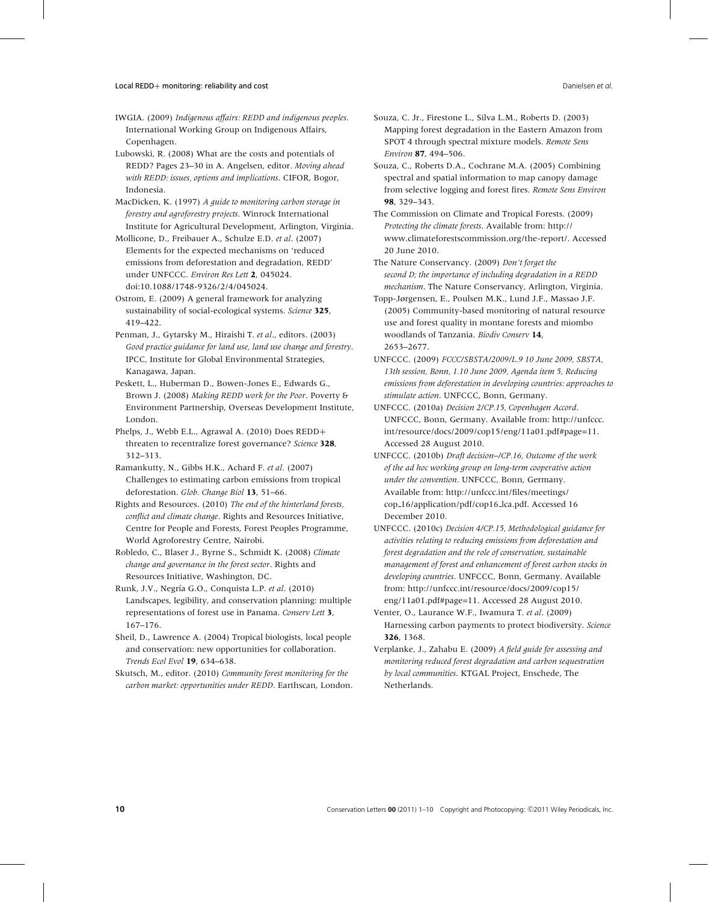IWGIA. (2009) *Indigenous affairs: REDD and indigenous peoples*. International Working Group on Indigenous Affairs, Copenhagen.

Lubowski, R. (2008) What are the costs and potentials of REDD? Pages 23–30 in A. Angelsen, editor. *Moving ahead with REDD: issues, options and implications*. CIFOR, Bogor, Indonesia.

MacDicken, K. (1997) *A guide to monitoring carbon storage in forestry and agroforestry projects*. Winrock International Institute for Agricultural Development, Arlington, Virginia.

Mollicone, D., Freibauer A., Schulze E.D. *et al*. (2007) Elements for the expected mechanisms on 'reduced emissions from deforestation and degradation, REDD' under UNFCCC. *Environ Res Lett* **2**, 045024. doi:10.1088/1748-9326/2/4/045024.

Ostrom, E. (2009) A general framework for analyzing sustainability of social-ecological systems. *Science* **325**, 419–422.

Penman, J., Gytarsky M., Hiraishi T. *et al*., editors. (2003) *Good practice guidance for land use, land use change and forestry*. IPCC, Institute for Global Environmental Strategies, Kanagawa, Japan.

Peskett, L., Huberman D., Bowen-Jones E., Edwards G., Brown J. (2008) *Making REDD work for the Poor*. Poverty & Environment Partnership, Overseas Development Institute, London.

Phelps, J., Webb E.L., Agrawal A. (2010) Does REDD+ threaten to recentralize forest governance? *Science* **328**, 312–313.

Ramankutty, N., Gibbs H.K., Achard F. *et al*. (2007) Challenges to estimating carbon emissions from tropical deforestation. *Glob. Change Biol* **13**, 51–66.

Rights and Resources. (2010) *The end of the hinterland forests, conflict and climate change*. Rights and Resources Initiative, Centre for People and Forests, Forest Peoples Programme, World Agroforestry Centre, Nairobi.

Robledo, C., Blaser J., Byrne S., Schmidt K. (2008) *Climate change and governance in the forest sector*. Rights and Resources Initiative, Washington, DC.

Runk, J.V., Negría G.O., Conquista L.P. *et al*. (2010) Landscapes, legibility, and conservation planning: multiple representations of forest use in Panama. *Conserv Lett* **3**, 167–176.

Sheil, D., Lawrence A. (2004) Tropical biologists, local people and conservation: new opportunities for collaboration. *Trends Ecol Evol* **19**, 634–638.

Skutsch, M., editor. (2010) *Community forest monitoring for the carbon market: opportunities under REDD*. Earthscan, London.

Souza, C. Jr., Firestone L., Silva L.M., Roberts D. (2003) Mapping forest degradation in the Eastern Amazon from SPOT 4 through spectral mixture models. *Remote Sens Environ* **87**, 494–506.

Souza, C., Roberts D.A., Cochrane M.A. (2005) Combining spectral and spatial information to map canopy damage from selective logging and forest fires. *Remote Sens Environ* **98**, 329–343.

The Commission on Climate and Tropical Forests. (2009) *Protecting the climate forests*. Available from: http://www.climateforestscommission.org/the-report/. Accessed 20 June 2010.

The Nature Conservancy. (2009) *Don't forget the second D; the importance of including degradation in a REDD mechanism*. The Nature Conservancy, Arlington, Virginia.

Topp-Jørgensen, E., Poulsen M.K., Lund J.F., Massao J.F. (2005) Community-based monitoring of natural resource use and forest quality in montane forests and miombo woodlands of Tanzania. *Biodiv Conserv* **14**, 2653–2677.

UNFCCC. (2009) *FCCC/SBSTA/2009/L.9 10 June 2009, SBSTA, 13th session, Bonn, 1.10 June 2009, Agenda item 5, Reducing emissions from deforestation in developing countries: approaches to stimulate action*. UNFCCC, Bonn, Germany.

UNFCCC. (2010a) *Decision 2/CP.15, Copenhagen Accord*. UNFCCC, Bonn, Germany. Available from: http://unfccc.int/resource/docs/2009/cop15/eng/11a01.pdf#page=11. Accessed 28 August 2010.

UNFCCC. (2010b) *Draft decision–/CP.16, Outcome of the work of the ad hoc working group on long-term cooperative action under the convention*. UNFCCC, Bonn, Germany. Available from: http://unfccc.int/files/meetings/cop_16/application/pdf/cop16_lca.pdf. Accessed 16 December 2010.

UNFCCC. (2010c) *Decision 4/CP.15, Methodological guidance for activities relating to reducing emissions from deforestation and forest degradation and the role of conservation, sustainable management of forest and enhancement of forest carbon stocks in developing countries*. UNFCCC, Bonn, Germany. Available from: http://unfccc.int/resource/docs/2009/cop15/eng/11a01.pdf#page=11. Accessed 28 August 2010.

Venter, O., Laurance W.F., Iwamura T. *et al*. (2009) Harnessing carbon payments to protect biodiversity. *Science* **326**, 1368.

Verplanke, J., Zahabu E. (2009) *A field guide for assessing and monitoring reduced forest degradation and carbon sequestration by local communities*. KTGAL Project, Enschede, The Netherlands.